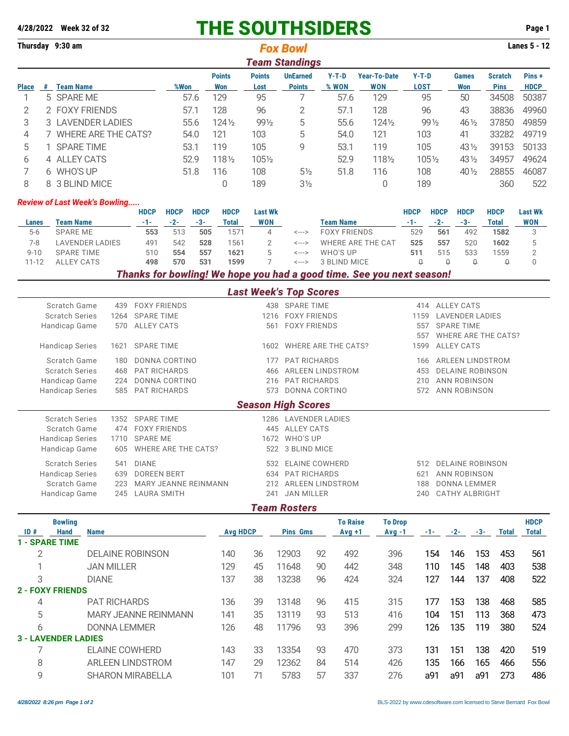**4/28/2022 Week 32 of 32**

# THE SOUTHSIDERS

**Thursday 9:30 am**

## *Fox Bowl*

**Lanes 5 - 12**

### *Team Standings*

| Place | # | Team Name | %Won | Points Won | Points Lost | UnEarned Points | Y-T-D % WON | Year-To-Date WON | Y-T-D LOST | Games Won | Scratch Pins | Pins + HDCP |
|---|---|---|---|---|---|---|---|---|---|---|---|---|
| 1 | 5 | SPARE ME | 57.6 | 129 | 95 | 7 | 57.6 | 129 | 95 | 50 | 34508 | 50387 |
| 2 | 2 | FOXY FRIENDS | 57.1 | 128 | 96 | 2 | 57.1 | 128 | 96 | 43 | 38836 | 49960 |
| 3 | 3 | LAVENDER LADIES | 55.6 | 124½ | 99½ | 5 | 55.6 | 124½ | 99½ | 46½ | 37850 | 49859 |
| 4 | 7 | WHERE ARE THE CATS? | 54.0 | 121 | 103 | 5 | 54.0 | 121 | 103 | 41 | 33282 | 49719 |
| 5 | 1 | SPARE TIME | 53.1 | 119 | 105 | 9 | 53.1 | 119 | 105 | 43½ | 39153 | 50133 |
| 6 | 4 | ALLEY CATS | 52.9 | 118½ | 105½ | | 52.9 | 118½ | 105½ | 43½ | 34957 | 49624 |
| 7 | 6 | WHO'S UP | 51.8 | 116 | 108 | 5½ | 51.8 | 116 | 108 | 40½ | 28855 | 46087 |
| 8 | 8 | 3 BLIND MICE | | 0 | 189 | 3½ | | 0 | 189 | | 360 | 522 |

***Review of Last Week's Bowling.....***

| Lanes | Team Name | HDCP -1- | HDCP -2- | HDCP -3- | HDCP Total | Last Wk WON | | Team Name | HDCP -1- | HDCP -2- | HDCP -3- | HDCP Total | Last Wk WON |
|---|---|---|---|---|---|---|---|---|---|---|---|---|---|
| 5-6 | SPARE ME | **553** | 513 | **505** | 1571 | 4 | <---> | FOXY FRIENDS | 529 | **561** | 492 | **1582** | 3 |
| 7-8 | LAVENDER LADIES | 491 | 542 | **528** | 1561 | 2 | <---> | WHERE ARE THE CAT | **525** | **557** | 520 | **1602** | 5 |
| 9-10 | SPARE TIME | 510 | **554** | **557** | **1621** | 5 | <---> | WHO'S UP | **511** | 515 | 533 | 1559 | 2 |
| 11-12 | ALLEY CATS | **498** | **570** | **531** | **1599** | 7 | <---> | 3 BLIND MICE | 0 | 0 | 0 | 0 | 0 |

***Thanks for bowling! We hope you had a good time. See you next season!***

### *Last Week's Top Scores*

| | | | | | | |
|---|---|---|---|---|---|---|
| Scratch Game | 439 | FOXY FRIENDS | 438 | SPARE TIME | 414 | ALLEY CATS |
| Scratch Series | 1264 | SPARE TIME | 1216 | FOXY FRIENDS | 1159 | LAVENDER LADIES |
| Handicap Game | 570 | ALLEY CATS | 561 | FOXY FRIENDS | 557 | SPARE TIME |
| | | | | | 557 | WHERE ARE THE CATS? |
| Handicap Series | 1621 | SPARE TIME | 1602 | WHERE ARE THE CATS? | 1599 | ALLEY CATS |
| Scratch Game | 180 | DONNA CORTINO | 177 | PAT RICHARDS | 166 | ARLEEN LINDSTROM |
| Scratch Series | 468 | PAT RICHARDS | 466 | ARLEEN LINDSTROM | 453 | DELAINE ROBINSON |
| Handicap Game | 224 | DONNA CORTINO | 216 | PAT RICHARDS | 210 | ANN ROBINSON |
| Handicap Series | 585 | PAT RICHARDS | 573 | DONNA CORTINO | 572 | ANN ROBINSON |

### *Season High Scores*

| | | | | | | |
|---|---|---|---|---|---|---|
| Scratch Series | 1352 | SPARE TIME | 1286 | LAVENDER LADIES | | |
| Scratch Game | 474 | FOXY FRIENDS | 445 | ALLEY CATS | | |
| Handicap Series | 1710 | SPARE ME | 1672 | WHO'S UP | | |
| Handicap Game | 605 | WHERE ARE THE CATS? | 522 | 3 BLIND MICE | | |
| Scratch Series | 541 | DIANE | 532 | ELAINE COWHERD | 512 | DELAINE ROBINSON |
| Handicap Series | 639 | DOREEN BERT | 634 | PAT RICHARDS | 621 | ANN ROBINSON |
| Scratch Game | 223 | MARY JEANNE REINMANN | 212 | ARLEEN LINDSTROM | 188 | DONNA LEMMER |
| Handicap Game | 245 | LAURA SMITH | 241 | JAN MILLER | 240 | CATHY ALBRIGHT |

### *Team Rosters*

| ID # | Bowling Hand | Name | Avg | HDCP | Pins | Gms | To Raise Avg +1 | To Drop Avg -1 | -1- | -2- | -3- | Total | HDCP Total |
|---|---|---|---|---|---|---|---|---|---|---|---|---|---|
| **1 - SPARE TIME** | | | | | | | | | | | | | |
| 2 | | DELAINE ROBINSON | 140 | 36 | 12903 | 92 | 492 | 396 | 154 | 146 | 153 | 453 | 561 |
| 1 | | JAN MILLER | 129 | 45 | 11648 | 90 | 442 | 348 | 110 | 145 | 148 | 403 | 538 |
| 3 | | DIANE | 137 | 38 | 13238 | 96 | 424 | 324 | 127 | 144 | 137 | 408 | 522 |
| **2 - FOXY FRIENDS** | | | | | | | | | | | | | |
| 4 | | PAT RICHARDS | 136 | 39 | 13148 | 96 | 415 | 315 | 177 | 153 | 138 | 468 | 585 |
| 5 | | MARY JEANNE REINMANN | 141 | 35 | 13119 | 93 | 513 | 416 | 104 | 151 | 113 | 368 | 473 |
| 6 | | DONNA LEMMER | 126 | 48 | 11796 | 93 | 396 | 299 | 126 | 135 | 119 | 380 | 524 |
| **3 - LAVENDER LADIES** | | | | | | | | | | | | | |
| 7 | | ELAINE COWHERD | 143 | 33 | 13354 | 93 | 470 | 373 | 131 | 151 | 138 | 420 | 519 |
| 8 | | ARLEEN LINDSTROM | 147 | 29 | 12362 | 84 | 514 | 426 | 135 | 166 | 165 | 466 | 556 |
| 9 | | SHARON MIRABELLA | 101 | 71 | 5783 | 57 | 337 | 276 | a91 | a91 | a91 | 273 | 486 |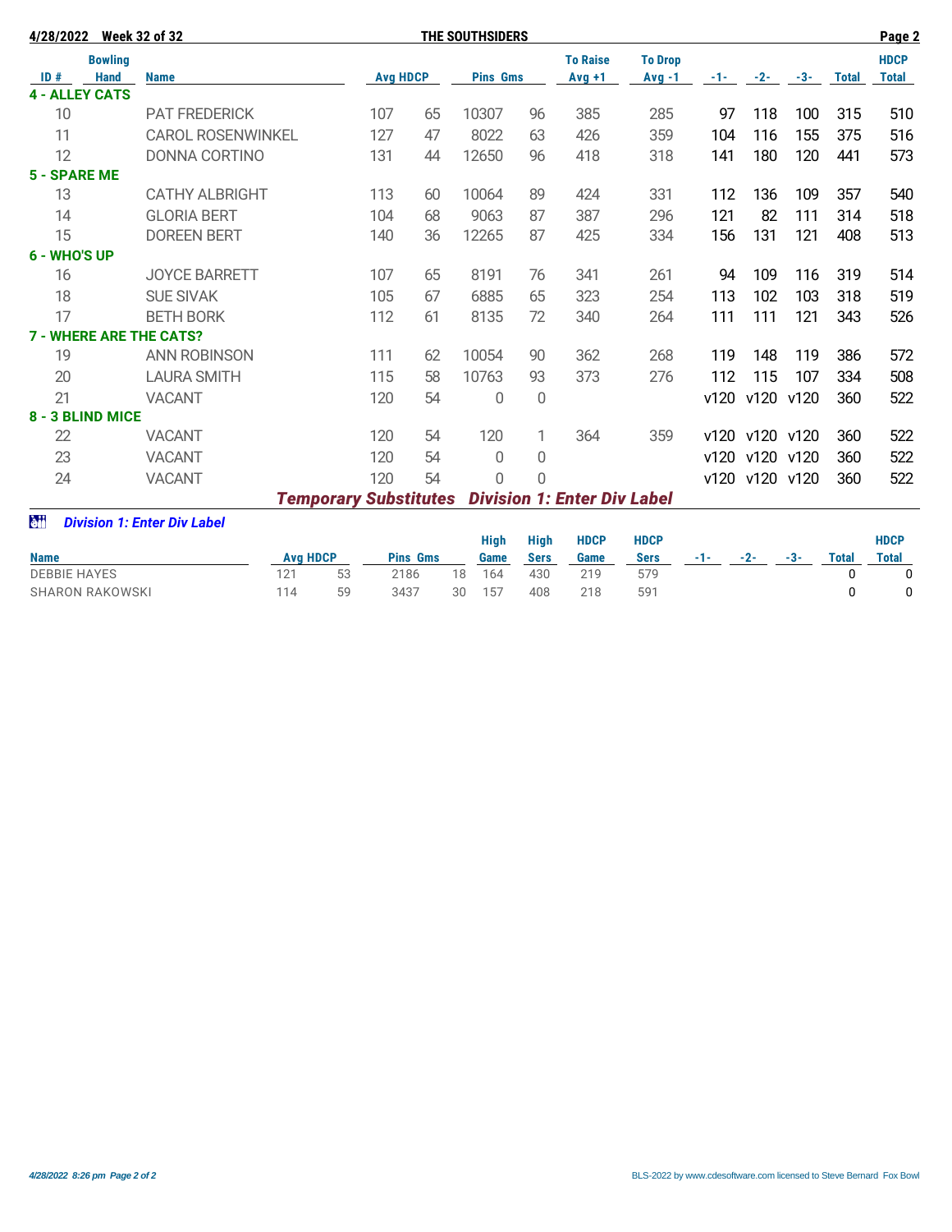| ID # | Bowling Hand | Name | Avg | HDCP | Pins | Gms | To Raise Avg +1 | To Drop Avg -1 | -1- | -2- | -3- | Total | HDCP Total |
|---|---|---|---|---|---|---|---|---|---|---|---|---|---|
| **4 - ALLEY CATS** | | | | | | | | | | | | | |
| 10 | | PAT FREDERICK | 107 | 65 | 10307 | 96 | 385 | 285 | 97 | 118 | 100 | 315 | 510 |
| 11 | | CAROL ROSENWINKEL | 127 | 47 | 8022 | 63 | 426 | 359 | 104 | 116 | 155 | 375 | 516 |
| 12 | | DONNA CORTINO | 131 | 44 | 12650 | 96 | 418 | 318 | 141 | 180 | 120 | 441 | 573 |
| **5 - SPARE ME** | | | | | | | | | | | | | |
| 13 | | CATHY ALBRIGHT | 113 | 60 | 10064 | 89 | 424 | 331 | 112 | 136 | 109 | 357 | 540 |
| 14 | | GLORIA BERT | 104 | 68 | 9063 | 87 | 387 | 296 | 121 | 82 | 111 | 314 | 518 |
| 15 | | DOREEN BERT | 140 | 36 | 12265 | 87 | 425 | 334 | 156 | 131 | 121 | 408 | 513 |
| **6 - WHO'S UP** | | | | | | | | | | | | | |
| 16 | | JOYCE BARRETT | 107 | 65 | 8191 | 76 | 341 | 261 | 94 | 109 | 116 | 319 | 514 |
| 18 | | SUE SIVAK | 105 | 67 | 6885 | 65 | 323 | 254 | 113 | 102 | 103 | 318 | 519 |
| 17 | | BETH BORK | 112 | 61 | 8135 | 72 | 340 | 264 | 111 | 111 | 121 | 343 | 526 |
| **7 - WHERE ARE THE CATS?** | | | | | | | | | | | | | |
| 19 | | ANN ROBINSON | 111 | 62 | 10054 | 90 | 362 | 268 | 119 | 148 | 119 | 386 | 572 |
| 20 | | LAURA SMITH | 115 | 58 | 10763 | 93 | 373 | 276 | 112 | 115 | 107 | 334 | 508 |
| 21 | | VACANT | 120 | 54 | 0 | 0 | | | v120 | v120 | v120 | 360 | 522 |
| **8 - 3 BLIND MICE** | | | | | | | | | | | | | |
| 22 | | VACANT | 120 | 54 | 120 | 1 | 364 | 359 | v120 | v120 | v120 | 360 | 522 |
| 23 | | VACANT | 120 | 54 | 0 | 0 | | | v120 | v120 | v120 | 360 | 522 |
| 24 | | VACANT | 120 | 54 | 0 | 0 | | | v120 | v120 | v120 | 360 | 522 |

***Temporary Substitutes Division 1: Enter Div Label***

***Division 1: Enter Div Label***

| Name | Avg | HDCP | Pins | Gms | High Game | High Sers | HDCP Game | HDCP Sers | -1- | -2- | -3- | Total | HDCP Total |
|---|---|---|---|---|---|---|---|---|---|---|---|---|---|
| DEBBIE HAYES | 121 | 53 | 2186 | 18 | 164 | 430 | 219 | 579 | | | | 0 | 0 |
| SHARON RAKOWSKI | 114 | 59 | 3437 | 30 | 157 | 408 | 218 | 591 | | | | 0 | 0 |